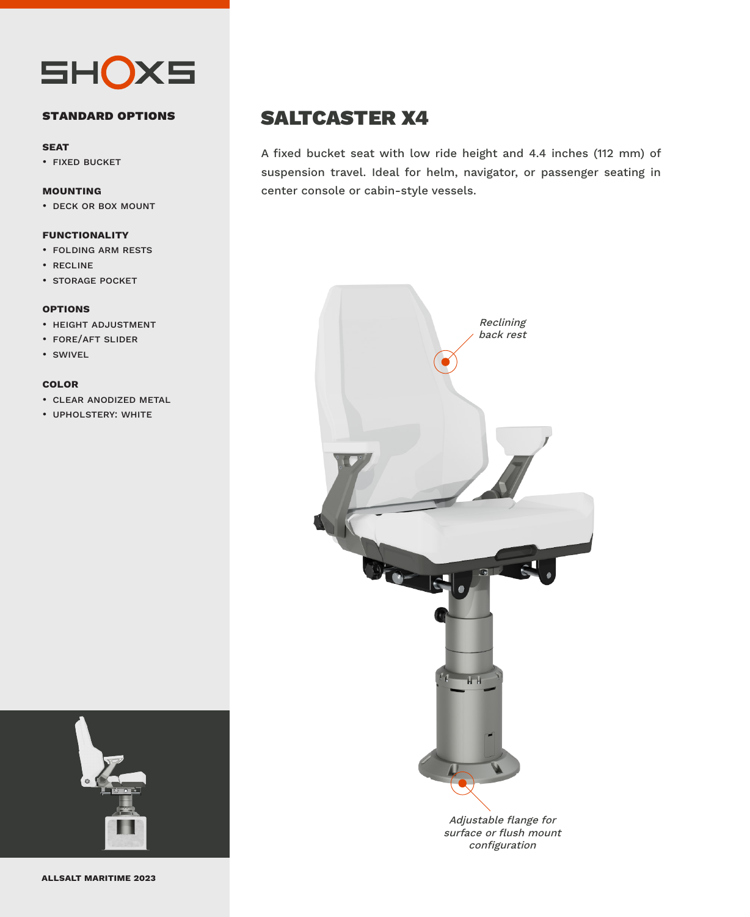SHOXS

## STANDARD OPTIONS

**SEAT**

- FIXED BUCKET

**MOUNTING**

- DECK OR BOX MOUNT

**FUNCTIONALITY**

- FOLDING ARM RESTS
- RECLINE
- STORAGE POCKET

**OPTIONS**

- HEIGHT ADJUSTMENT
- FORE/AFT SLIDER
- SWIVEL

**COLOR**

- CLEAR ANODIZED METAL
- UPHOLSTERY: WHITE

**ALLSALT MARITIME 2023**

# SALTCASTER X4

A fixed bucket seat with low ride height and 4.4 inches (112 mm) of suspension travel. Ideal for helm, navigator, or passenger seating in center console or cabin-style vessels.

*Reclining back rest*

*Adjustable flange for surface or flush mount configuration*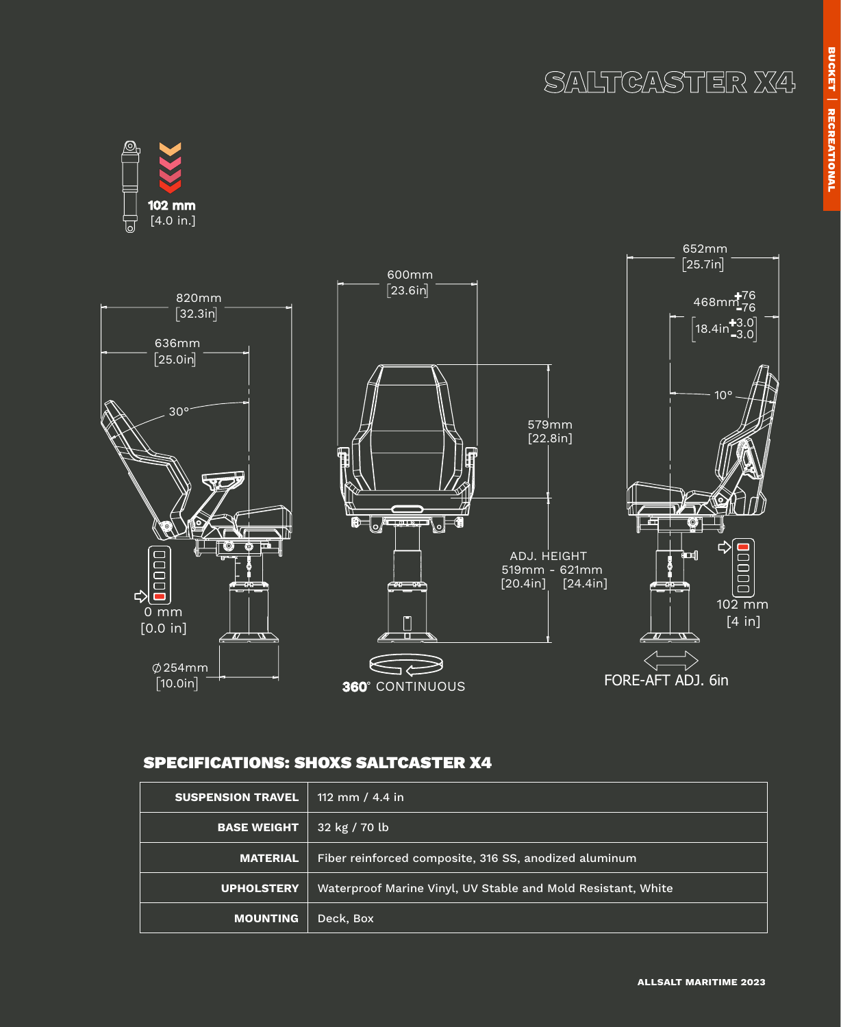# SALTCASTER X4

BUCKET | RECREATIONAL

102 mm
[4.0 in.]

820mm
[32.3in]

636mm
[25.0in]

30°

0 mm
[0.0 in]

∅254mm
[10.0in]

600mm
[23.6in]

579mm
[22.8in]

ADJ. HEIGHT
519mm - 621mm
[20.4in] [24.4in]

**360**° CONTINUOUS

652mm
[25.7in]

468mm +76 -76
[18.4in +3.0 -3.0]

10°

102 mm
[4 in]

FORE-AFT ADJ. 6in

## SPECIFICATIONS: SHOXS SALTCASTER X4

| | |
|---|---|
| **SUSPENSION TRAVEL** | 112 mm / 4.4 in |
| **BASE WEIGHT** | 32 kg / 70 lb |
| **MATERIAL** | Fiber reinforced composite, 316 SS, anodized aluminum |
| **UPHOLSTERY** | Waterproof Marine Vinyl, UV Stable and Mold Resistant, White |
| **MOUNTING** | Deck, Box |

ALLSALT MARITIME 2023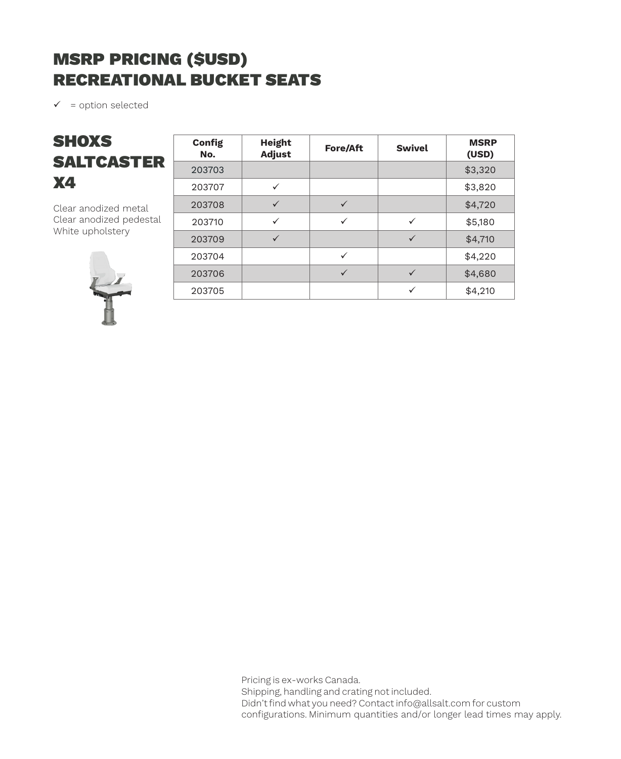# MSRP PRICING ($USD)
# RECREATIONAL BUCKET SEATS

✓ = option selected

## SHOXS SALTCASTER X4

Clear anodized metal
Clear anodized pedestal
White upholstery

| Config No. | Height Adjust | Fore/Aft | Swivel | MSRP (USD) |
|---|---|---|---|---|
| 203703 | | | | $3,320 |
| 203707 | ✓ | | | $3,820 |
| 203708 | ✓ | ✓ | | $4,720 |
| 203710 | ✓ | ✓ | ✓ | $5,180 |
| 203709 | ✓ | | ✓ | $4,710 |
| 203704 | | ✓ | | $4,220 |
| 203706 | | ✓ | ✓ | $4,680 |
| 203705 | | | ✓ | $4,210 |

Pricing is ex-works Canada.
Shipping, handling and crating not included.
Didn't find what you need? Contact info@allsalt.com for custom configurations. Minimum quantities and/or longer lead times may apply.